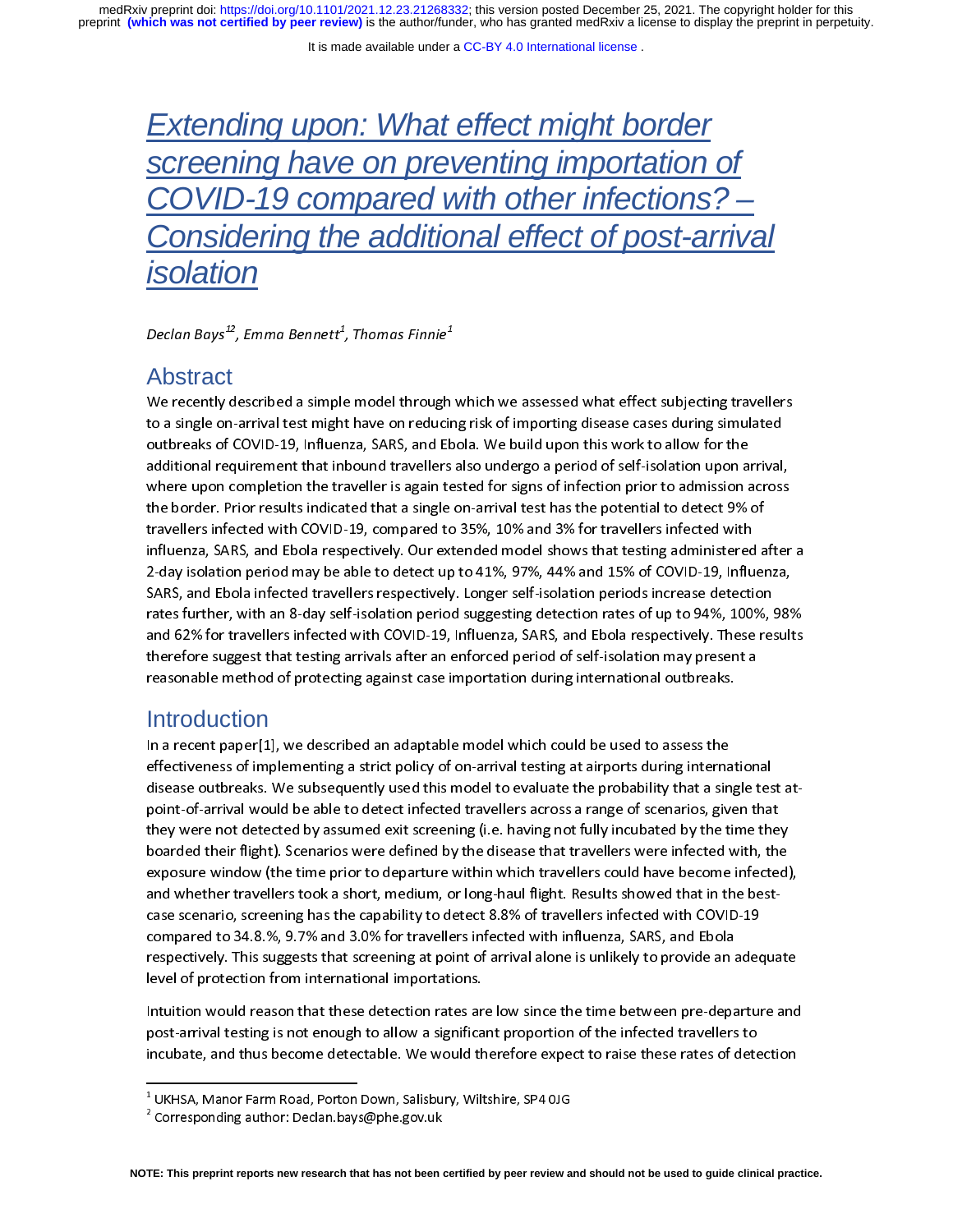# Extending upon: What effect might border screening have on preventing importation of COVID-19 compared with other infections? – Considering the additional effect of post-arrival isolation

*Declan Bays[1,2], Emma Bennett[1], Thomas Finnie[1]*

## Abstract

We recently described a simple model through which we assessed what effect subjecting travellers to a single on-arrival test might have on reducing risk of importing disease cases during simulated outbreaks of COVID-19, Influenza, SARS, and Ebola. We build upon this work to allow for the additional requirement that inbound travellers also undergo a period of self-isolation upon arrival, where upon completion the traveller is again tested for signs of infection prior to admission across the border. Prior results indicated that a single on-arrival test has the potential to detect 9% of travellers infected with COVID-19, compared to 35%, 10% and 3% for travellers infected with influenza, SARS, and Ebola respectively. Our extended model shows that testing administered after a 2-day isolation period may be able to detect up to 41%, 97%, 44% and 15% of COVID-19, Influenza, SARS, and Ebola infected travellers respectively. Longer self-isolation periods increase detection rates further, with an 8-day self-isolation period suggesting detection rates of up to 94%, 100%, 98% and 62% for travellers infected with COVID-19, Influenza, SARS, and Ebola respectively. These results therefore suggest that testing arrivals after an enforced period of self-isolation may present a reasonable method of protecting against case importation during international outbreaks.

## Introduction

In a recent paper[1], we described an adaptable model which could be used to assess the effectiveness of implementing a strict policy of on-arrival testing at airports during international disease outbreaks. We subsequently used this model to evaluate the probability that a single test at-point-of-arrival would be able to detect infected travellers across a range of scenarios, given that they were not detected by assumed exit screening (i.e. having not fully incubated by the time they boarded their flight). Scenarios were defined by the disease that travellers were infected with, the exposure window (the time prior to departure within which travellers could have become infected), and whether travellers took a short, medium, or long-haul flight. Results showed that in the best-case scenario, screening has the capability to detect 8.8% of travellers infected with COVID-19 compared to 34.8.%, 9.7% and 3.0% for travellers infected with influenza, SARS, and Ebola respectively. This suggests that screening at point of arrival alone is unlikely to provide an adequate level of protection from international importations.

Intuition would reason that these detection rates are low since the time between pre-departure and post-arrival testing is not enough to allow a significant proportion of the infected travellers to incubate, and thus become detectable. We would therefore expect to raise these rates of detection

[1] UKHSA, Manor Farm Road, Porton Down, Salisbury, Wiltshire, SP4 0JG

[2] Corresponding author: Declan.bays@phe.gov.uk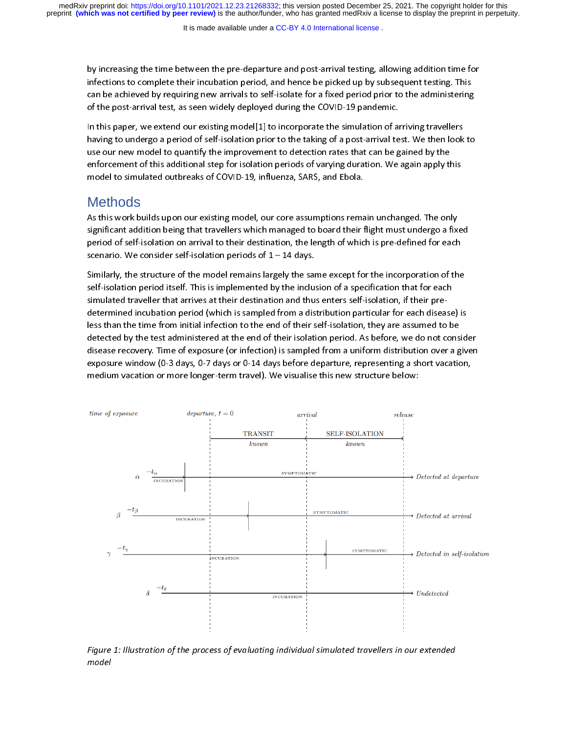by increasing the time between the pre-departure and post-arrival testing, allowing addition time for infections to complete their incubation period, and hence be picked up by subsequent testing. This can be achieved by requiring new arrivals to self-isolate for a fixed period prior to the administering of the post-arrival test, as seen widely deployed during the COVID-19 pandemic.

In this paper, we extend our existing model[1] to incorporate the simulation of arriving travellers having to undergo a period of self-isolation prior to the taking of a post-arrival test. We then look to use our new model to quantify the improvement to detection rates that can be gained by the enforcement of this additional step for isolation periods of varying duration. We again apply this model to simulated outbreaks of COVID-19, influenza, SARS, and Ebola.

## Methods

As this work builds upon our existing model, our core assumptions remain unchanged. The only significant addition being that travellers which managed to board their flight must undergo a fixed period of self-isolation on arrival to their destination, the length of which is pre-defined for each scenario. We consider self-isolation periods of $1-14$ days.

Similarly, the structure of the model remains largely the same except for the incorporation of the self-isolation period itself. This is implemented by the inclusion of a specification that for each simulated traveller that arrives at their destination and thus enters self-isolation, if their pre-determined incubation period (which is sampled from a distribution particular for each disease) is less than the time from initial infection to the end of their self-isolation, they are assumed to be detected by the test administered at the end of their isolation period. As before, we do not consider disease recovery. Time of exposure (or infection) is sampled from a uniform distribution over a given exposure window (0-3 days, 0-7 days or 0-14 days before departure, representing a short vacation, medium vacation or more longer-term travel). We visualise this new structure below:

*Figure 1: Illustration of the process of evaluating individual simulated travellers in our extended model*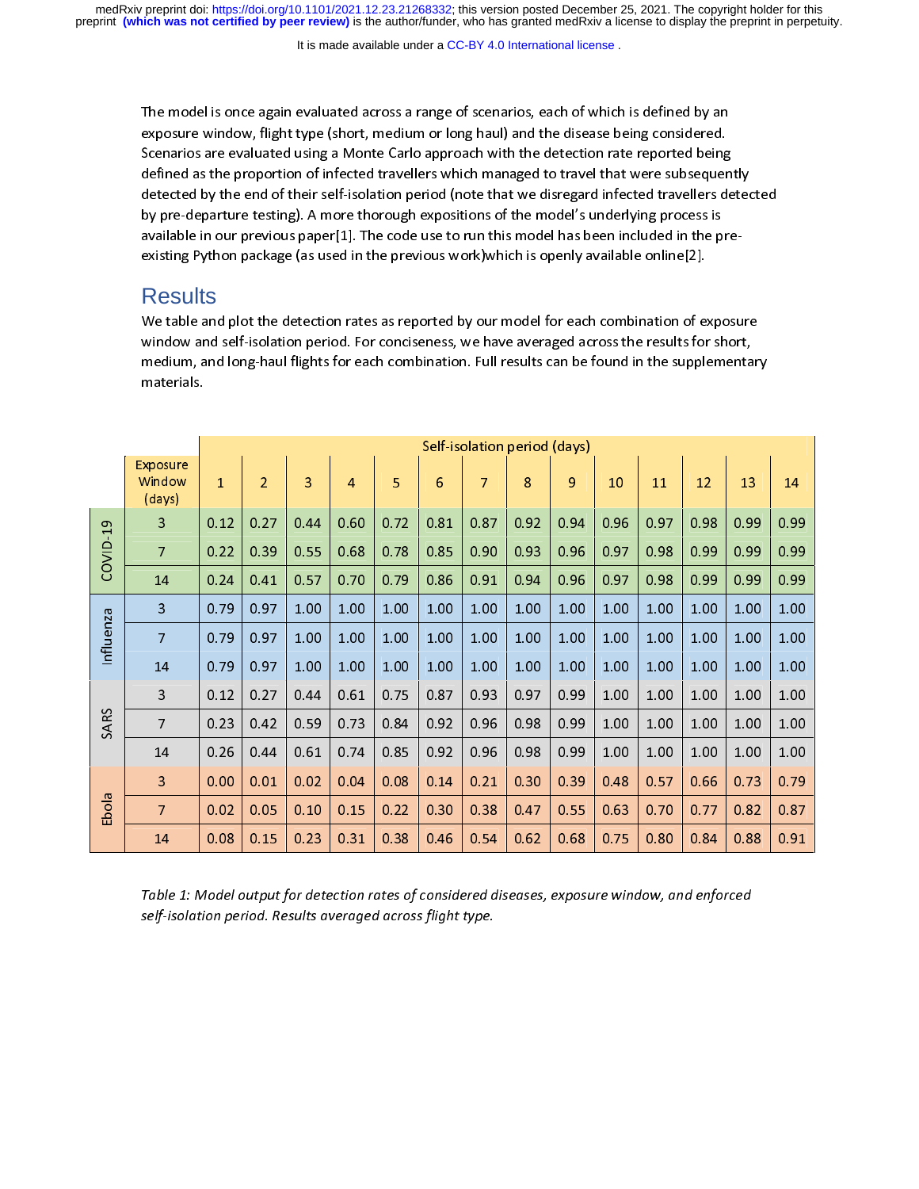The model is once again evaluated across a range of scenarios, each of which is defined by an exposure window, flight type (short, medium or long haul) and the disease being considered. Scenarios are evaluated using a Monte Carlo approach with the detection rate reported being defined as the proportion of infected travellers which managed to travel that were subsequently detected by the end of their self-isolation period (note that we disregard infected travellers detected by pre-departure testing). A more thorough expositions of the model's underlying process is available in our previous paper[1]. The code use to run this model has been included in the pre-existing Python package (as used in the previous work)which is openly available online[2].

## Results

We table and plot the detection rates as reported by our model for each combination of exposure window and self-isolation period. For conciseness, we have averaged across the results for short, medium, and long-haul flights for each combination. Full results can be found in the supplementary materials.

| | | Self-isolation period (days) | | | | | | | | | | | | | |
|---|---|---|---|---|---|---|---|---|---|---|---|---|---|---|---|
| | Exposure Window (days) | 1 | 2 | 3 | 4 | 5 | 6 | 7 | 8 | 9 | 10 | 11 | 12 | 13 | 14 |
| COVID-19 | 3 | 0.12 | 0.27 | 0.44 | 0.60 | 0.72 | 0.81 | 0.87 | 0.92 | 0.94 | 0.96 | 0.97 | 0.98 | 0.99 | 0.99 |
| | 7 | 0.22 | 0.39 | 0.55 | 0.68 | 0.78 | 0.85 | 0.90 | 0.93 | 0.96 | 0.97 | 0.98 | 0.99 | 0.99 | 0.99 |
| | 14 | 0.24 | 0.41 | 0.57 | 0.70 | 0.79 | 0.86 | 0.91 | 0.94 | 0.96 | 0.97 | 0.98 | 0.99 | 0.99 | 0.99 |
| Influenza | 3 | 0.79 | 0.97 | 1.00 | 1.00 | 1.00 | 1.00 | 1.00 | 1.00 | 1.00 | 1.00 | 1.00 | 1.00 | 1.00 | 1.00 |
| | 7 | 0.79 | 0.97 | 1.00 | 1.00 | 1.00 | 1.00 | 1.00 | 1.00 | 1.00 | 1.00 | 1.00 | 1.00 | 1.00 | 1.00 |
| | 14 | 0.79 | 0.97 | 1.00 | 1.00 | 1.00 | 1.00 | 1.00 | 1.00 | 1.00 | 1.00 | 1.00 | 1.00 | 1.00 | 1.00 |
| SARS | 3 | 0.12 | 0.27 | 0.44 | 0.61 | 0.75 | 0.87 | 0.93 | 0.97 | 0.99 | 1.00 | 1.00 | 1.00 | 1.00 | 1.00 |
| | 7 | 0.23 | 0.42 | 0.59 | 0.73 | 0.84 | 0.92 | 0.96 | 0.98 | 0.99 | 1.00 | 1.00 | 1.00 | 1.00 | 1.00 |
| | 14 | 0.26 | 0.44 | 0.61 | 0.74 | 0.85 | 0.92 | 0.96 | 0.98 | 0.99 | 1.00 | 1.00 | 1.00 | 1.00 | 1.00 |
| Ebola | 3 | 0.00 | 0.01 | 0.02 | 0.04 | 0.08 | 0.14 | 0.21 | 0.30 | 0.39 | 0.48 | 0.57 | 0.66 | 0.73 | 0.79 |
| | 7 | 0.02 | 0.05 | 0.10 | 0.15 | 0.22 | 0.30 | 0.38 | 0.47 | 0.55 | 0.63 | 0.70 | 0.77 | 0.82 | 0.87 |
| | 14 | 0.08 | 0.15 | 0.23 | 0.31 | 0.38 | 0.46 | 0.54 | 0.62 | 0.68 | 0.75 | 0.80 | 0.84 | 0.88 | 0.91 |

*Table 1: Model output for detection rates of considered diseases, exposure window, and enforced self-isolation period. Results averaged across flight type.*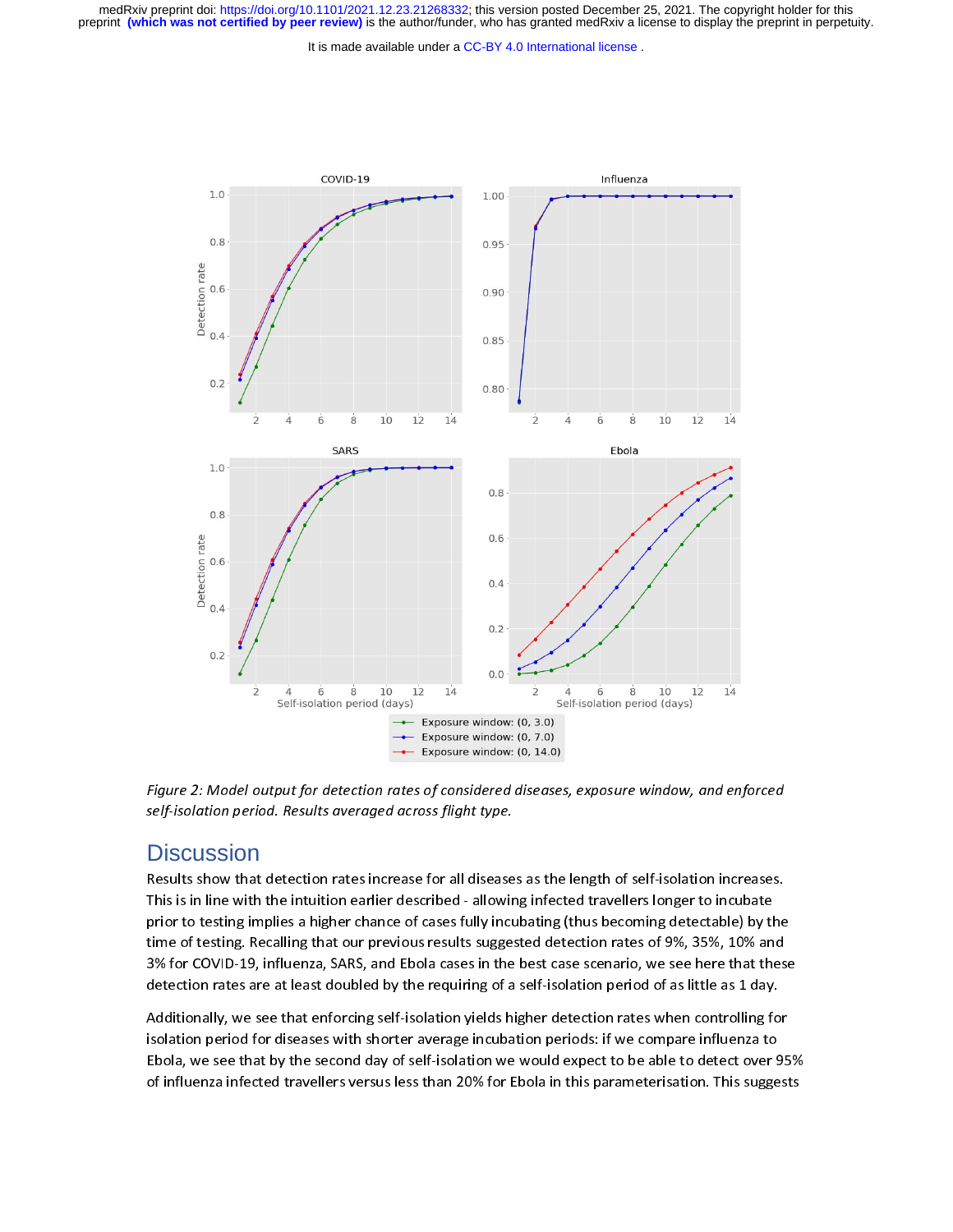*Figure 2: Model output for detection rates of considered diseases, exposure window, and enforced self-isolation period. Results averaged across flight type.*

## Discussion

Results show that detection rates increase for all diseases as the length of self-isolation increases. This is in line with the intuition earlier described - allowing infected travellers longer to incubate prior to testing implies a higher chance of cases fully incubating (thus becoming detectable) by the time of testing. Recalling that our previous results suggested detection rates of 9%, 35%, 10% and 3% for COVID-19, influenza, SARS, and Ebola cases in the best case scenario, we see here that these detection rates are at least doubled by the requiring of a self-isolation period of as little as 1 day.

Additionally, we see that enforcing self-isolation yields higher detection rates when controlling for isolation period for diseases with shorter average incubation periods: if we compare influenza to Ebola, we see that by the second day of self-isolation we would expect to be able to detect over 95% of influenza infected travellers versus less than 20% for Ebola in this parameterisation. This suggests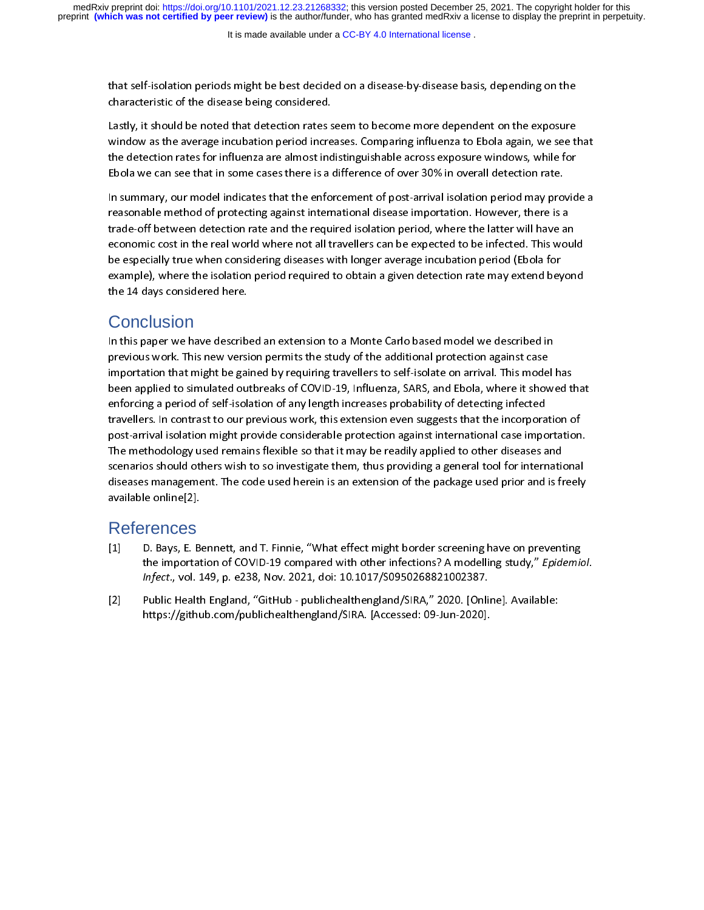that self-isolation periods might be best decided on a disease-by-disease basis, depending on the characteristic of the disease being considered.

Lastly, it should be noted that detection rates seem to become more dependent on the exposure window as the average incubation period increases. Comparing influenza to Ebola again, we see that the detection rates for influenza are almost indistinguishable across exposure windows, while for Ebola we can see that in some cases there is a difference of over 30% in overall detection rate.

In summary, our model indicates that the enforcement of post-arrival isolation period may provide a reasonable method of protecting against international disease importation. However, there is a trade-off between detection rate and the required isolation period, where the latter will have an economic cost in the real world where not all travellers can be expected to be infected. This would be especially true when considering diseases with longer average incubation period (Ebola for example), where the isolation period required to obtain a given detection rate may extend beyond the 14 days considered here.

## Conclusion

In this paper we have described an extension to a Monte Carlo based model we described in previous work. This new version permits the study of the additional protection against case importation that might be gained by requiring travellers to self-isolate on arrival. This model has been applied to simulated outbreaks of COVID-19, Influenza, SARS, and Ebola, where it showed that enforcing a period of self-isolation of any length increases probability of detecting infected travellers. In contrast to our previous work, this extension even suggests that the incorporation of post-arrival isolation might provide considerable protection against international case importation. The methodology used remains flexible so that it may be readily applied to other diseases and scenarios should others wish to so investigate them, thus providing a general tool for international diseases management. The code used herein is an extension of the package used prior and is freely available online[2].

## References

[1] D. Bays, E. Bennett, and T. Finnie, "What effect might border screening have on preventing the importation of COVID-19 compared with other infections? A modelling study," *Epidemiol. Infect.*, vol. 149, p. e238, Nov. 2021, doi: 10.1017/S0950268821002387.

[2] Public Health England, "GitHub - publichealthengland/SIRA," 2020. [Online]. Available: https://github.com/publichealthengland/SIRA. [Accessed: 09-Jun-2020].